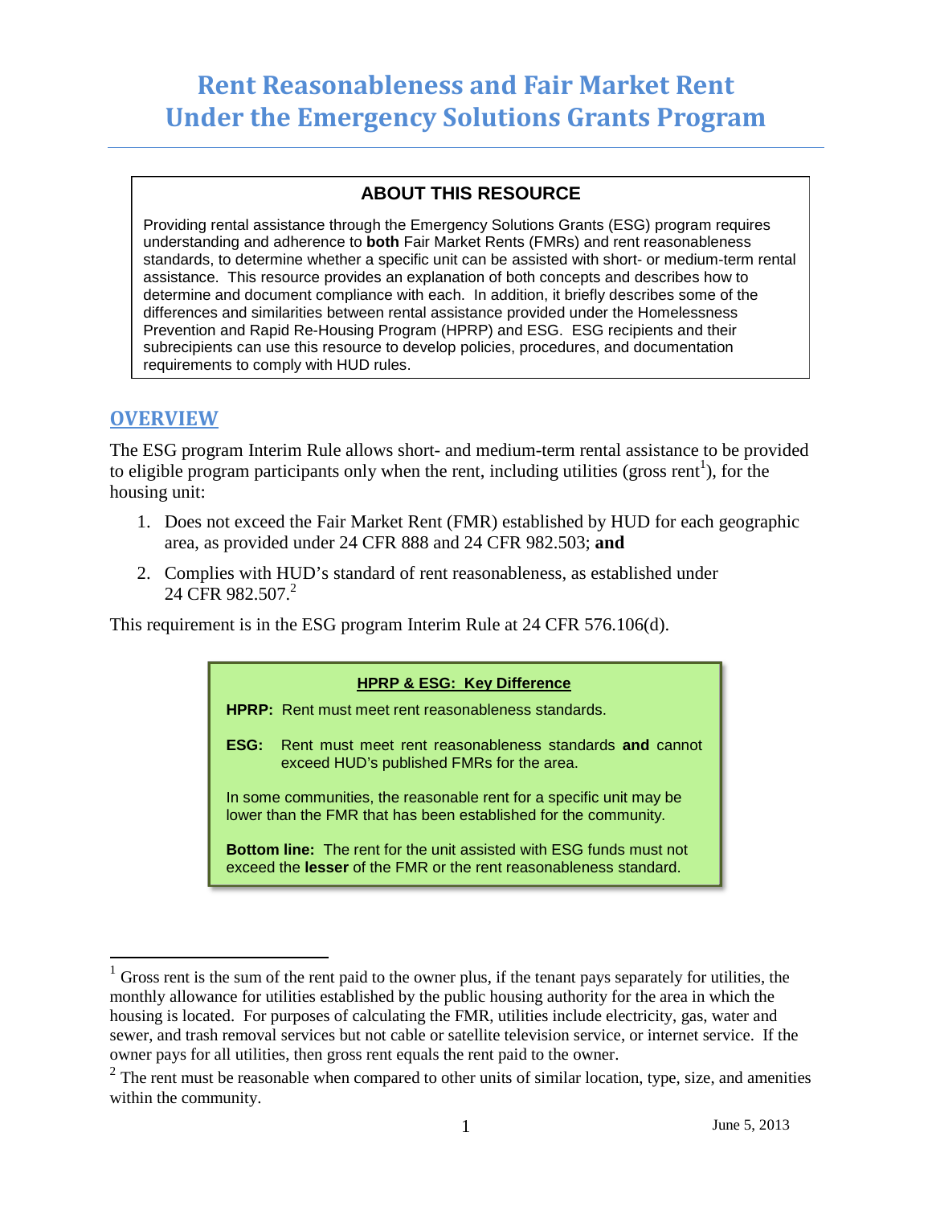# Rent Reasonableness and Fair Market Rent Under the Emergency Solutions Grants Program

> **ABOUT THIS RESOURCE**
>
> Providing rental assistance through the Emergency Solutions Grants (ESG) program requires understanding and adherence to **both** Fair Market Rents (FMRs) and rent reasonableness standards, to determine whether a specific unit can be assisted with short- or medium-term rental assistance. This resource provides an explanation of both concepts and describes how to determine and document compliance with each. In addition, it briefly describes some of the differences and similarities between rental assistance provided under the Homelessness Prevention and Rapid Re-Housing Program (HPRP) and ESG. ESG recipients and their subrecipients can use this resource to develop policies, procedures, and documentation requirements to comply with HUD rules.

## OVERVIEW

The ESG program Interim Rule allows short- and medium-term rental assistance to be provided to eligible program participants only when the rent, including utilities (gross rent[1]), for the housing unit:

1. Does not exceed the Fair Market Rent (FMR) established by HUD for each geographic area, as provided under 24 CFR 888 and 24 CFR 982.503; **and**
2. Complies with HUD's standard of rent reasonableness, as established under 24 CFR 982.507.[2]

This requirement is in the ESG program Interim Rule at 24 CFR 576.106(d).

> **HPRP & ESG: Key Difference**
>
> **HPRP:** Rent must meet rent reasonableness standards.
>
> **ESG:** Rent must meet rent reasonableness standards **and** cannot exceed HUD's published FMRs for the area.
>
> In some communities, the reasonable rent for a specific unit may be lower than the FMR that has been established for the community.
>
> **Bottom line:** The rent for the unit assisted with ESG funds must not exceed the **lesser** of the FMR or the rent reasonableness standard.

---

[1] Gross rent is the sum of the rent paid to the owner plus, if the tenant pays separately for utilities, the monthly allowance for utilities established by the public housing authority for the area in which the housing is located. For purposes of calculating the FMR, utilities include electricity, gas, water and sewer, and trash removal services but not cable or satellite television service, or internet service. If the owner pays for all utilities, then gross rent equals the rent paid to the owner.

[2] The rent must be reasonable when compared to other units of similar location, type, size, and amenities within the community.

June 5, 2013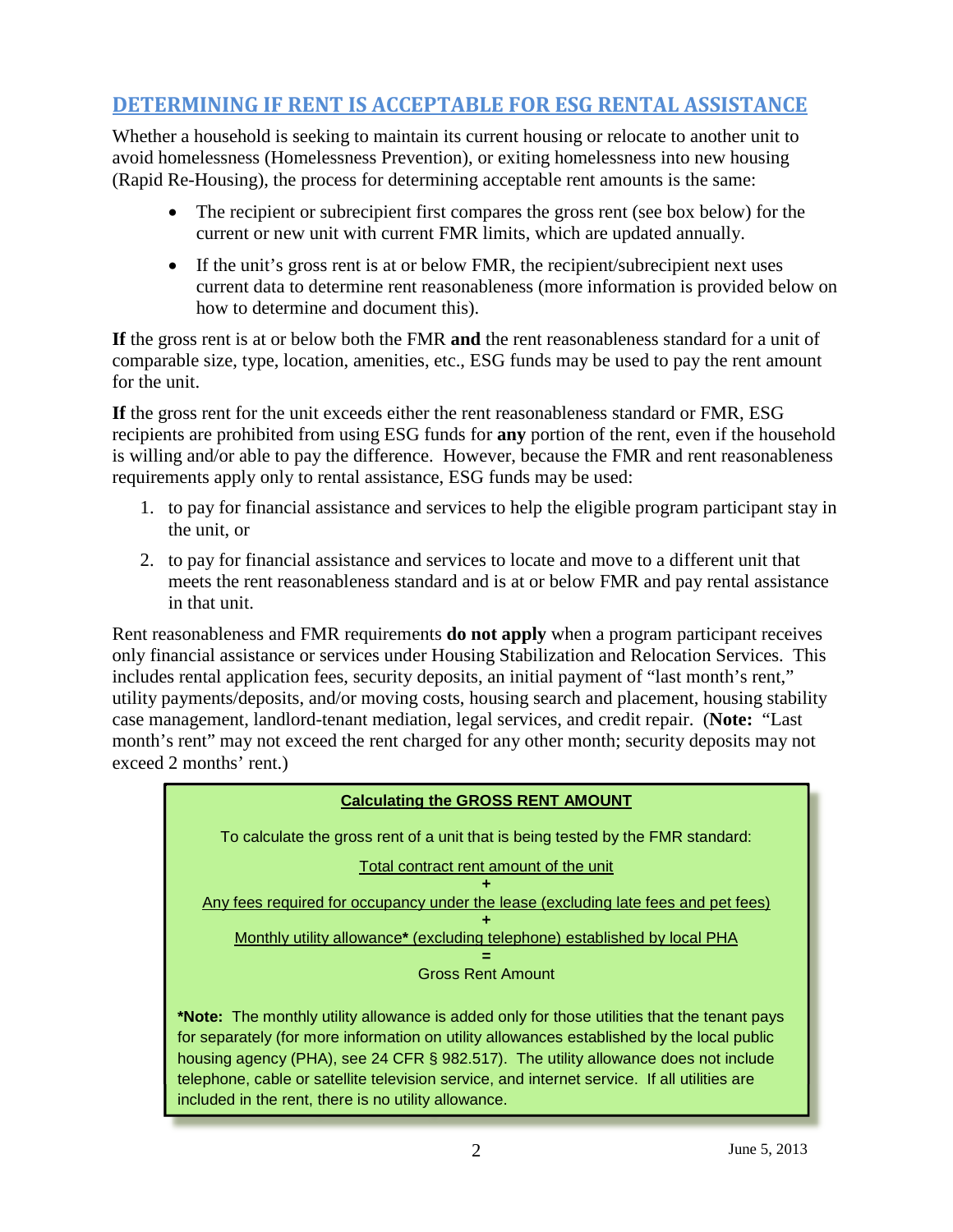## DETERMINING IF RENT IS ACCEPTABLE FOR ESG RENTAL ASSISTANCE

Whether a household is seeking to maintain its current housing or relocate to another unit to avoid homelessness (Homelessness Prevention), or exiting homelessness into new housing (Rapid Re-Housing), the process for determining acceptable rent amounts is the same:

- The recipient or subrecipient first compares the gross rent (see box below) for the current or new unit with current FMR limits, which are updated annually.
- If the unit's gross rent is at or below FMR, the recipient/subrecipient next uses current data to determine rent reasonableness (more information is provided below on how to determine and document this).

**If** the gross rent is at or below both the FMR **and** the rent reasonableness standard for a unit of comparable size, type, location, amenities, etc., ESG funds may be used to pay the rent amount for the unit.

**If** the gross rent for the unit exceeds either the rent reasonableness standard or FMR, ESG recipients are prohibited from using ESG funds for **any** portion of the rent, even if the household is willing and/or able to pay the difference. However, because the FMR and rent reasonableness requirements apply only to rental assistance, ESG funds may be used:

1. to pay for financial assistance and services to help the eligible program participant stay in the unit, or
2. to pay for financial assistance and services to locate and move to a different unit that meets the rent reasonableness standard and is at or below FMR and pay rental assistance in that unit.

Rent reasonableness and FMR requirements **do not apply** when a program participant receives only financial assistance or services under Housing Stabilization and Relocation Services. This includes rental application fees, security deposits, an initial payment of "last month's rent," utility payments/deposits, and/or moving costs, housing search and placement, housing stability case management, landlord-tenant mediation, legal services, and credit repair. (**Note:** "Last month's rent" may not exceed the rent charged for any other month; security deposits may not exceed 2 months' rent.)

**Calculating the GROSS RENT AMOUNT**

To calculate the gross rent of a unit that is being tested by the FMR standard:

Total contract rent amount of the unit

+

Any fees required for occupancy under the lease (excluding late fees and pet fees)

+

Monthly utility allowance* (excluding telephone) established by local PHA

=

Gross Rent Amount

***Note:** The monthly utility allowance is added only for those utilities that the tenant pays for separately (for more information on utility allowances established by the local public housing agency (PHA), see 24 CFR § 982.517). The utility allowance does not include telephone, cable or satellite television service, and internet service. If all utilities are included in the rent, there is no utility allowance.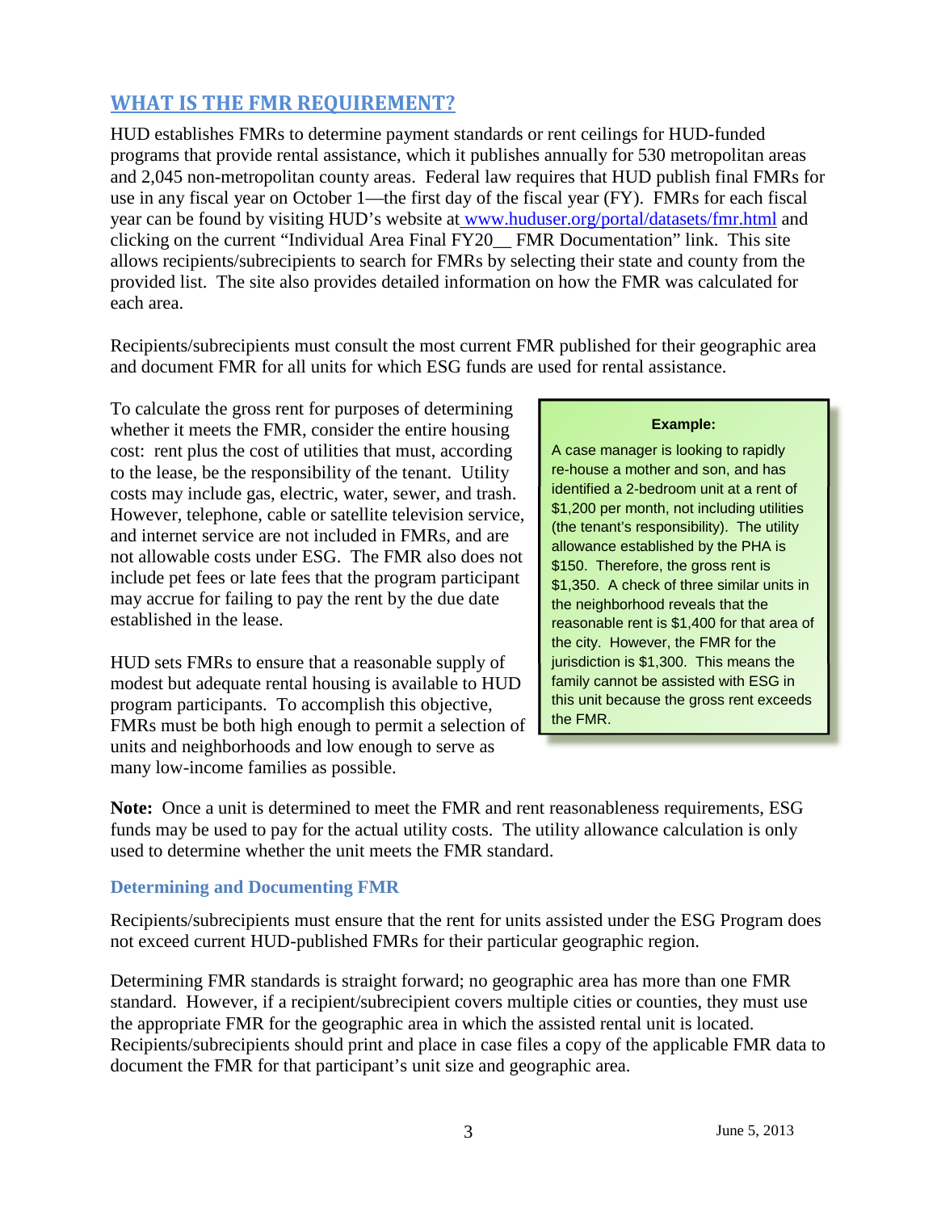## WHAT IS THE FMR REQUIREMENT?

HUD establishes FMRs to determine payment standards or rent ceilings for HUD-funded programs that provide rental assistance, which it publishes annually for 530 metropolitan areas and 2,045 non-metropolitan county areas. Federal law requires that HUD publish final FMRs for use in any fiscal year on October 1—the first day of the fiscal year (FY). FMRs for each fiscal year can be found by visiting HUD's website at www.huduser.org/portal/datasets/fmr.html and clicking on the current "Individual Area Final FY20__ FMR Documentation" link. This site allows recipients/subrecipients to search for FMRs by selecting their state and county from the provided list. The site also provides detailed information on how the FMR was calculated for each area.

Recipients/subrecipients must consult the most current FMR published for their geographic area and document FMR for all units for which ESG funds are used for rental assistance.

To calculate the gross rent for purposes of determining whether it meets the FMR, consider the entire housing cost: rent plus the cost of utilities that must, according to the lease, be the responsibility of the tenant. Utility costs may include gas, electric, water, sewer, and trash. However, telephone, cable or satellite television service, and internet service are not included in FMRs, and are not allowable costs under ESG. The FMR also does not include pet fees or late fees that the program participant may accrue for failing to pay the rent by the due date established in the lease.

HUD sets FMRs to ensure that a reasonable supply of modest but adequate rental housing is available to HUD program participants. To accomplish this objective, FMRs must be both high enough to permit a selection of units and neighborhoods and low enough to serve as many low-income families as possible.

> **Example:**
>
> A case manager is looking to rapidly re-house a mother and son, and has identified a 2-bedroom unit at a rent of $1,200 per month, not including utilities (the tenant's responsibility). The utility allowance established by the PHA is $150. Therefore, the gross rent is $1,350. A check of three similar units in the neighborhood reveals that the reasonable rent is $1,400 for that area of the city. However, the FMR for the jurisdiction is $1,300. This means the family cannot be assisted with ESG in this unit because the gross rent exceeds the FMR.

**Note:** Once a unit is determined to meet the FMR and rent reasonableness requirements, ESG funds may be used to pay for the actual utility costs. The utility allowance calculation is only used to determine whether the unit meets the FMR standard.

### Determining and Documenting FMR

Recipients/subrecipients must ensure that the rent for units assisted under the ESG Program does not exceed current HUD-published FMRs for their particular geographic region.

Determining FMR standards is straight forward; no geographic area has more than one FMR standard. However, if a recipient/subrecipient covers multiple cities or counties, they must use the appropriate FMR for the geographic area in which the assisted rental unit is located. Recipients/subrecipients should print and place in case files a copy of the applicable FMR data to document the FMR for that participant's unit size and geographic area.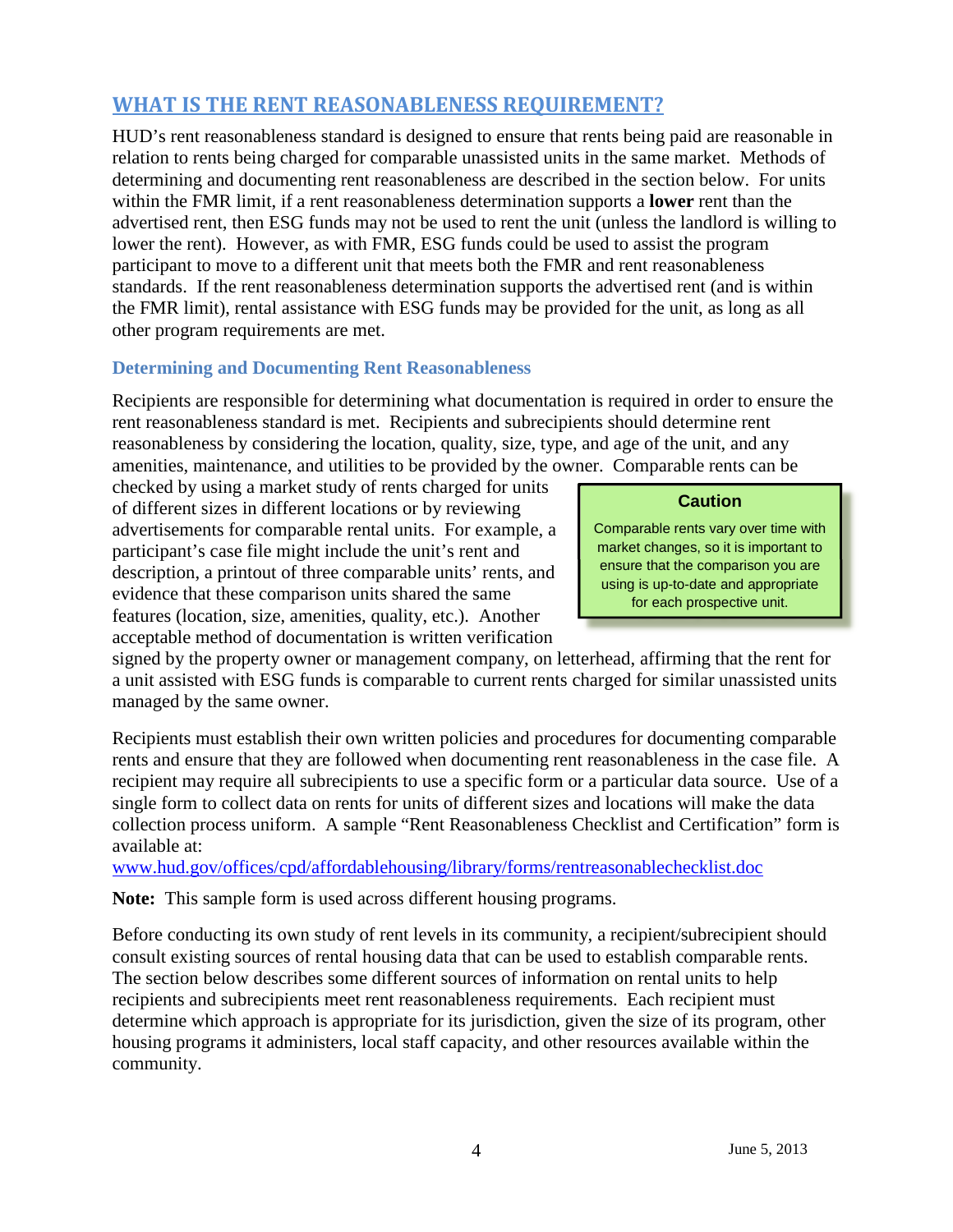## WHAT IS THE RENT REASONABLENESS REQUIREMENT?

HUD's rent reasonableness standard is designed to ensure that rents being paid are reasonable in relation to rents being charged for comparable unassisted units in the same market. Methods of determining and documenting rent reasonableness are described in the section below. For units within the FMR limit, if a rent reasonableness determination supports a **lower** rent than the advertised rent, then ESG funds may not be used to rent the unit (unless the landlord is willing to lower the rent). However, as with FMR, ESG funds could be used to assist the program participant to move to a different unit that meets both the FMR and rent reasonableness standards. If the rent reasonableness determination supports the advertised rent (and is within the FMR limit), rental assistance with ESG funds may be provided for the unit, as long as all other program requirements are met.

### Determining and Documenting Rent Reasonableness

Recipients are responsible for determining what documentation is required in order to ensure the rent reasonableness standard is met. Recipients and subrecipients should determine rent reasonableness by considering the location, quality, size, type, and age of the unit, and any amenities, maintenance, and utilities to be provided by the owner. Comparable rents can be checked by using a market study of rents charged for units of different sizes in different locations or by reviewing advertisements for comparable rental units. For example, a participant's case file might include the unit's rent and description, a printout of three comparable units' rents, and evidence that these comparison units shared the same features (location, size, amenities, quality, etc.). Another acceptable method of documentation is written verification signed by the property owner or management company, on letterhead, affirming that the rent for a unit assisted with ESG funds is comparable to current rents charged for similar unassisted units managed by the same owner.

> **Caution**
>
> Comparable rents vary over time with market changes, so it is important to ensure that the comparison you are using is up-to-date and appropriate for each prospective unit.

Recipients must establish their own written policies and procedures for documenting comparable rents and ensure that they are followed when documenting rent reasonableness in the case file. A recipient may require all subrecipients to use a specific form or a particular data source. Use of a single form to collect data on rents for units of different sizes and locations will make the data collection process uniform. A sample "Rent Reasonableness Checklist and Certification" form is available at:
www.hud.gov/offices/cpd/affordablehousing/library/forms/rentreasonablechecklist.doc

**Note:** This sample form is used across different housing programs.

Before conducting its own study of rent levels in its community, a recipient/subrecipient should consult existing sources of rental housing data that can be used to establish comparable rents. The section below describes some different sources of information on rental units to help recipients and subrecipients meet rent reasonableness requirements. Each recipient must determine which approach is appropriate for its jurisdiction, given the size of its program, other housing programs it administers, local staff capacity, and other resources available within the community.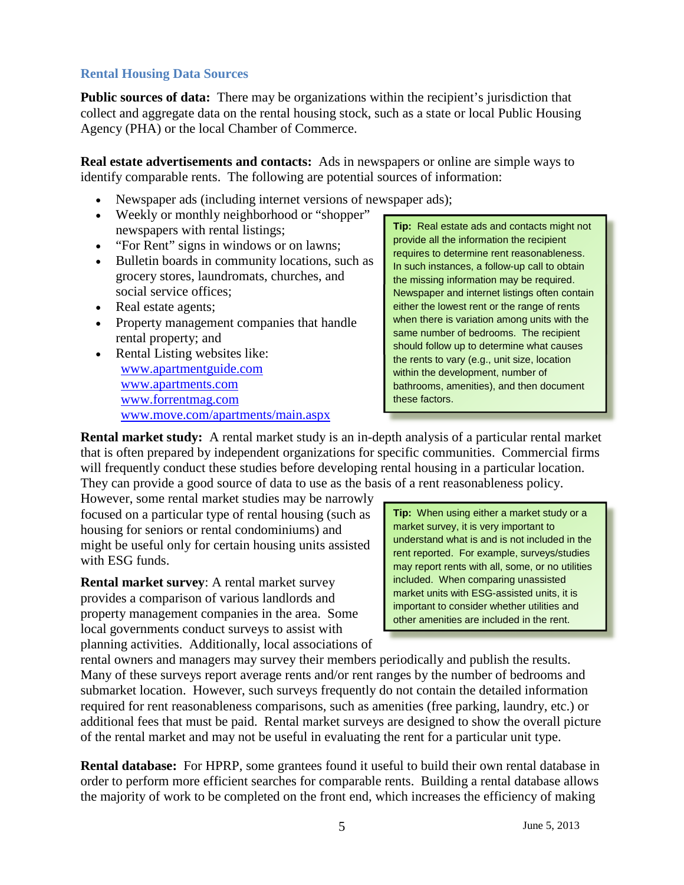## Rental Housing Data Sources

**Public sources of data:** There may be organizations within the recipient's jurisdiction that collect and aggregate data on the rental housing stock, such as a state or local Public Housing Agency (PHA) or the local Chamber of Commerce.

**Real estate advertisements and contacts:** Ads in newspapers or online are simple ways to identify comparable rents. The following are potential sources of information:

- Newspaper ads (including internet versions of newspaper ads);
- Weekly or monthly neighborhood or "shopper" newspapers with rental listings;
- "For Rent" signs in windows or on lawns;
- Bulletin boards in community locations, such as grocery stores, laundromats, churches, and social service offices;
- Real estate agents;
- Property management companies that handle rental property; and
- Rental Listing websites like:
  - www.apartmentguide.com
  - www.apartments.com
  - www.forrentmag.com
  - www.move.com/apartments/main.aspx

> **Tip:** Real estate ads and contacts might not provide all the information the recipient requires to determine rent reasonableness. In such instances, a follow-up call to obtain the missing information may be required. Newspaper and internet listings often contain either the lowest rent or the range of rents when there is variation among units with the same number of bedrooms. The recipient should follow up to determine what causes the rents to vary (e.g., unit size, location within the development, number of bathrooms, amenities), and then document these factors.

**Rental market study:** A rental market study is an in-depth analysis of a particular rental market that is often prepared by independent organizations for specific communities. Commercial firms will frequently conduct these studies before developing rental housing in a particular location. They can provide a good source of data to use as the basis of a rent reasonableness policy. However, some rental market studies may be narrowly focused on a particular type of rental housing (such as housing for seniors or rental condominiums) and might be useful only for certain housing units assisted with ESG funds.

> **Tip:** When using either a market study or a market survey, it is very important to understand what is and is not included in the rent reported. For example, surveys/studies may report rents with all, some, or no utilities included. When comparing unassisted market units with ESG-assisted units, it is important to consider whether utilities and other amenities are included in the rent.

**Rental market survey**: A rental market survey provides a comparison of various landlords and property management companies in the area. Some local governments conduct surveys to assist with planning activities. Additionally, local associations of rental owners and managers may survey their members periodically and publish the results. Many of these surveys report average rents and/or rent ranges by the number of bedrooms and submarket location. However, such surveys frequently do not contain the detailed information required for rent reasonableness comparisons, such as amenities (free parking, laundry, etc.) or additional fees that must be paid. Rental market surveys are designed to show the overall picture of the rental market and may not be useful in evaluating the rent for a particular unit type.

**Rental database:** For HPRP, some grantees found it useful to build their own rental database in order to perform more efficient searches for comparable rents. Building a rental database allows the majority of work to be completed on the front end, which increases the efficiency of making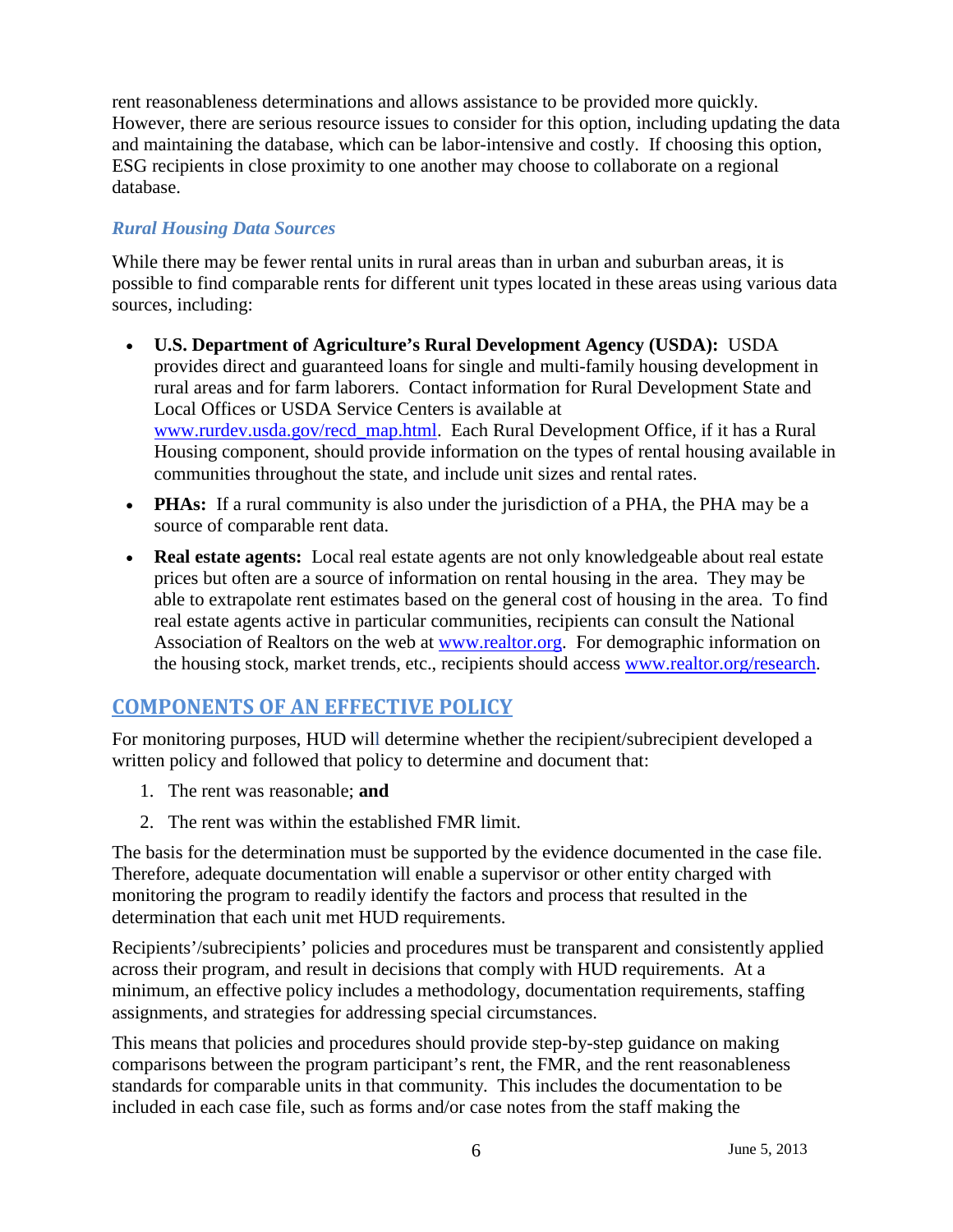rent reasonableness determinations and allows assistance to be provided more quickly. However, there are serious resource issues to consider for this option, including updating the data and maintaining the database, which can be labor-intensive and costly. If choosing this option, ESG recipients in close proximity to one another may choose to collaborate on a regional database.

### *Rural Housing Data Sources*

While there may be fewer rental units in rural areas than in urban and suburban areas, it is possible to find comparable rents for different unit types located in these areas using various data sources, including:

- **U.S. Department of Agriculture's Rural Development Agency (USDA):** USDA provides direct and guaranteed loans for single and multi-family housing development in rural areas and for farm laborers. Contact information for Rural Development State and Local Offices or USDA Service Centers is available at [www.rurdev.usda.gov/recd_map.html](www.rurdev.usda.gov/recd_map.html). Each Rural Development Office, if it has a Rural Housing component, should provide information on the types of rental housing available in communities throughout the state, and include unit sizes and rental rates.
- **PHAs:** If a rural community is also under the jurisdiction of a PHA, the PHA may be a source of comparable rent data.
- **Real estate agents:** Local real estate agents are not only knowledgeable about real estate prices but often are a source of information on rental housing in the area. They may be able to extrapolate rent estimates based on the general cost of housing in the area. To find real estate agents active in particular communities, recipients can consult the National Association of Realtors on the web at [www.realtor.org](www.realtor.org). For demographic information on the housing stock, market trends, etc., recipients should access [www.realtor.org/research](www.realtor.org/research).

## COMPONENTS OF AN EFFECTIVE POLICY

For monitoring purposes, HUD will determine whether the recipient/subrecipient developed a written policy and followed that policy to determine and document that:

1. The rent was reasonable; **and**
2. The rent was within the established FMR limit.

The basis for the determination must be supported by the evidence documented in the case file. Therefore, adequate documentation will enable a supervisor or other entity charged with monitoring the program to readily identify the factors and process that resulted in the determination that each unit met HUD requirements.

Recipients'/subrecipients' policies and procedures must be transparent and consistently applied across their program, and result in decisions that comply with HUD requirements. At a minimum, an effective policy includes a methodology, documentation requirements, staffing assignments, and strategies for addressing special circumstances.

This means that policies and procedures should provide step-by-step guidance on making comparisons between the program participant's rent, the FMR, and the rent reasonableness standards for comparable units in that community. This includes the documentation to be included in each case file, such as forms and/or case notes from the staff making the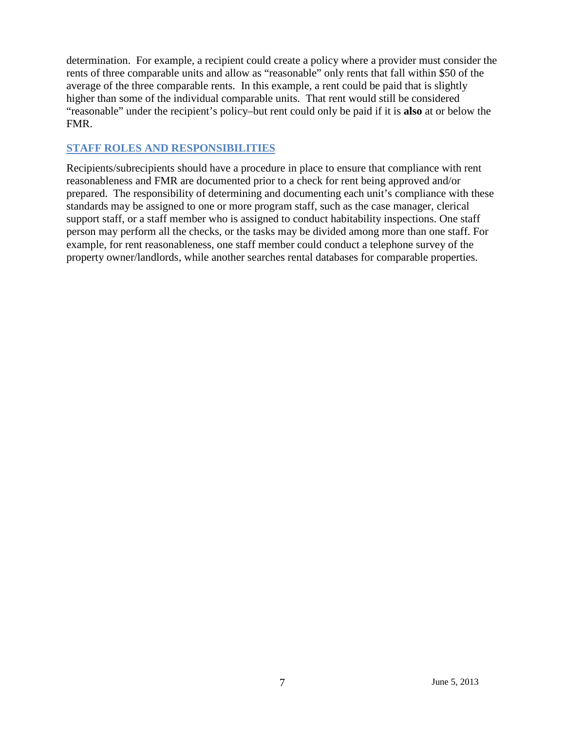determination. For example, a recipient could create a policy where a provider must consider the rents of three comparable units and allow as "reasonable" only rents that fall within $50 of the average of the three comparable rents. In this example, a rent could be paid that is slightly higher than some of the individual comparable units. That rent would still be considered "reasonable" under the recipient's policy–but rent could only be paid if it is **also** at or below the FMR.

## STAFF ROLES AND RESPONSIBILITIES

Recipients/subrecipients should have a procedure in place to ensure that compliance with rent reasonableness and FMR are documented prior to a check for rent being approved and/or prepared. The responsibility of determining and documenting each unit's compliance with these standards may be assigned to one or more program staff, such as the case manager, clerical support staff, or a staff member who is assigned to conduct habitability inspections. One staff person may perform all the checks, or the tasks may be divided among more than one staff. For example, for rent reasonableness, one staff member could conduct a telephone survey of the property owner/landlords, while another searches rental databases for comparable properties.